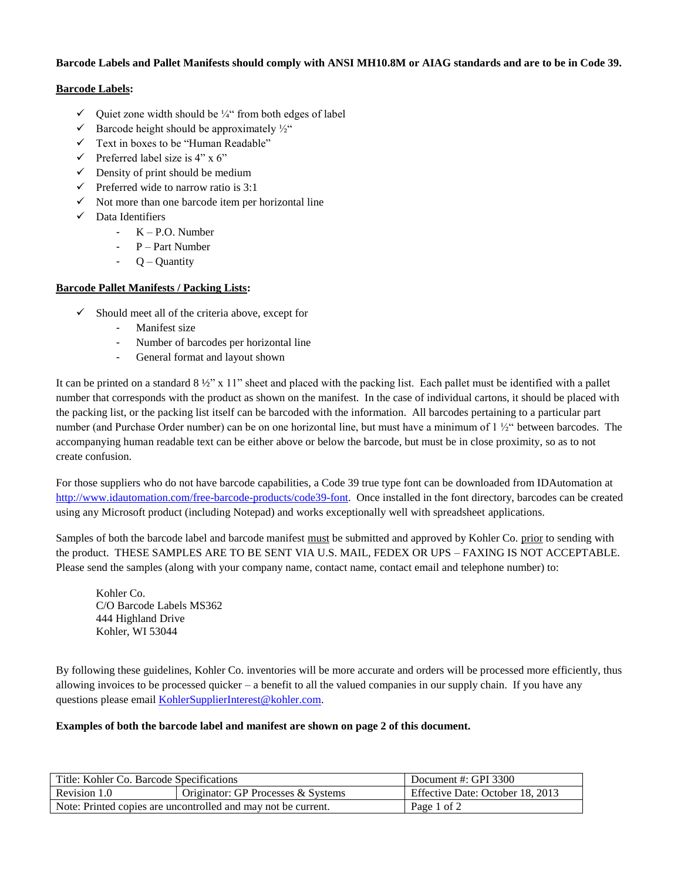**Barcode Labels and Pallet Manifests should comply with ANSI MH10.8M or AIAG standards and are to be in Code 39.**

**Barcode Labels:**

- ✓ Quiet zone width should be ¼" from both edges of label
- ✓ Barcode height should be approximately ½"
- ✓ Text in boxes to be "Human Readable"
- ✓ Preferred label size is 4" x 6"
- ✓ Density of print should be medium
- ✓ Preferred wide to narrow ratio is 3:1
- ✓ Not more than one barcode item per horizontal line
- ✓ Data Identifiers
  - K – P.O. Number
  - P – Part Number
  - Q – Quantity

**Barcode Pallet Manifests / Packing Lists:**

- ✓ Should meet all of the criteria above, except for
  - Manifest size
  - Number of barcodes per horizontal line
  - General format and layout shown

It can be printed on a standard 8 ½" x 11" sheet and placed with the packing list. Each pallet must be identified with a pallet number that corresponds with the product as shown on the manifest. In the case of individual cartons, it should be placed with the packing list, or the packing list itself can be barcoded with the information. All barcodes pertaining to a particular part number (and Purchase Order number) can be on one horizontal line, but must have a minimum of 1 ½" between barcodes. The accompanying human readable text can be either above or below the barcode, but must be in close proximity, so as to not create confusion.

For those suppliers who do not have barcode capabilities, a Code 39 true type font can be downloaded from IDAutomation at http://www.idautomation.com/free-barcode-products/code39-font. Once installed in the font directory, barcodes can be created using any Microsoft product (including Notepad) and works exceptionally well with spreadsheet applications.

Samples of both the barcode label and barcode manifest must be submitted and approved by Kohler Co. prior to sending with the product. THESE SAMPLES ARE TO BE SENT VIA U.S. MAIL, FEDEX OR UPS – FAXING IS NOT ACCEPTABLE. Please send the samples (along with your company name, contact name, contact email and telephone number) to:

Kohler Co.
C/O Barcode Labels MS362
444 Highland Drive
Kohler, WI 53044

By following these guidelines, Kohler Co. inventories will be more accurate and orders will be processed more efficiently, thus allowing invoices to be processed quicker – a benefit to all the valued companies in our supply chain. If you have any questions please email KohlerSupplierInterest@kohler.com.

**Examples of both the barcode label and manifest are shown on page 2 of this document.**

| Title: Kohler Co. Barcode Specifications | | Document #: GPI 3300 |
|---|---|---|
| Revision 1.0 | Originator: GP Processes & Systems | Effective Date: October 18, 2013 |
| Note: Printed copies are uncontrolled and may not be current. | | Page 1 of 2 |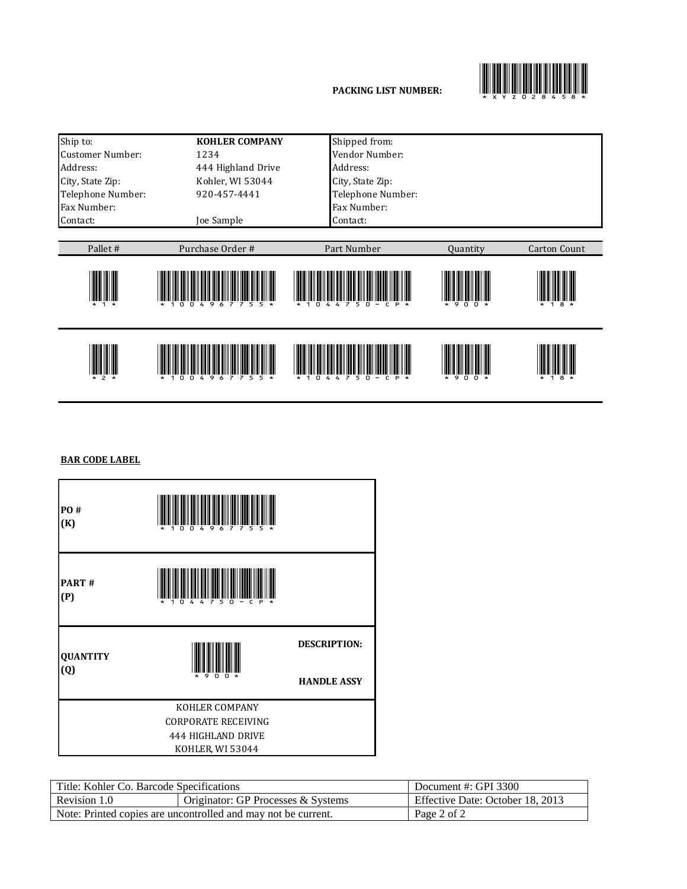**PACKING LIST NUMBER:** *XYZ028458*

| Ship to: | KOHLER COMPANY | Shipped from: | |
|---|---|---|---|
| Customer Number: | 1234 | Vendor Number: | |
| Address: | 444 Highland Drive | Address: | |
| City, State Zip: | Kohler, WI 53044 | City, State Zip: | |
| Telephone Number: | 920-457-4441 | Telephone Number: | |
| Fax Number: | | Fax Number: | |
| Contact: | Joe Sample | Contact: | |

| Pallet # | Purchase Order # | Part Number | Quantity | Carton Count |
|---|---|---|---|---|
| *1* | *1004967755* | *1044750-CP* | *900* | *18* |
| *2* | *1004967755* | *1044750-CP* | *900* | *18* |

**BAR CODE LABEL**

| | | |
|---|---|---|
| **PO # (K)** | *1004967755* | |
| **PART # (P)** | *1044750-CP* | |
| **QUANTITY (Q)** | *900* | **DESCRIPTION:** **HANDLE ASSY** |

KOHLER COMPANY
CORPORATE RECEIVING
444 HIGHLAND DRIVE
KOHLER, WI 53044

| Title: Kohler Co. Barcode Specifications | | Document #: GPI 3300 |
|---|---|---|
| Revision 1.0 | Originator: GP Processes & Systems | Effective Date: October 18, 2013 |
| Note: Printed copies are uncontrolled and may not be current. | | Page 2 of 2 |